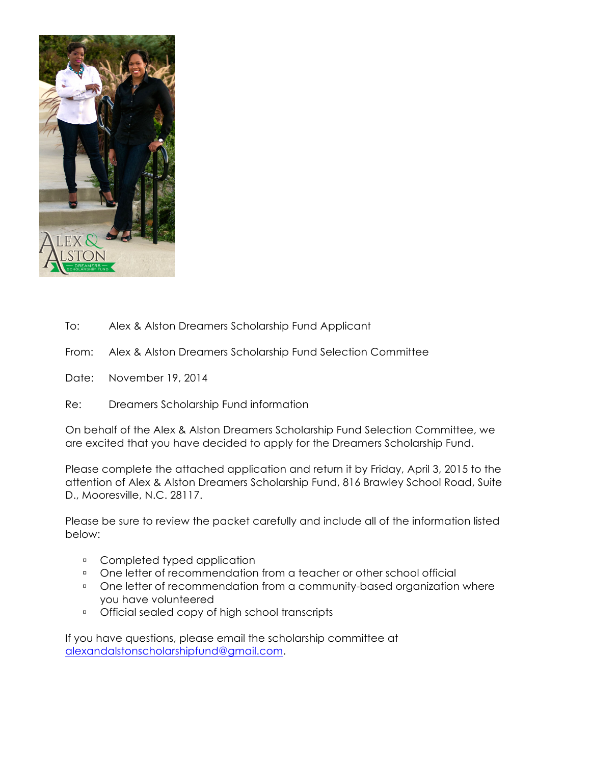To: Alex & Alston Dreamers Scholarship Fund Applicant

From: Alex & Alston Dreamers Scholarship Fund Selection Committee

Date: November 19, 2014

Re: Dreamers Scholarship Fund information

On behalf of the Alex & Alston Dreamers Scholarship Fund Selection Committee, we are excited that you have decided to apply for the Dreamers Scholarship Fund.

Please complete the attached application and return it by Friday, April 3, 2015 to the attention of Alex & Alston Dreamers Scholarship Fund, 816 Brawley School Road, Suite D., Mooresville, N.C. 28117.

Please be sure to review the packet carefully and include all of the information listed below:

- Completed typed application
- One letter of recommendation from a teacher or other school official
- One letter of recommendation from a community-based organization where you have volunteered
- Official sealed copy of high school transcripts

If you have questions, please email the scholarship committee at alexandalstonscholarshipfund@gmail.com.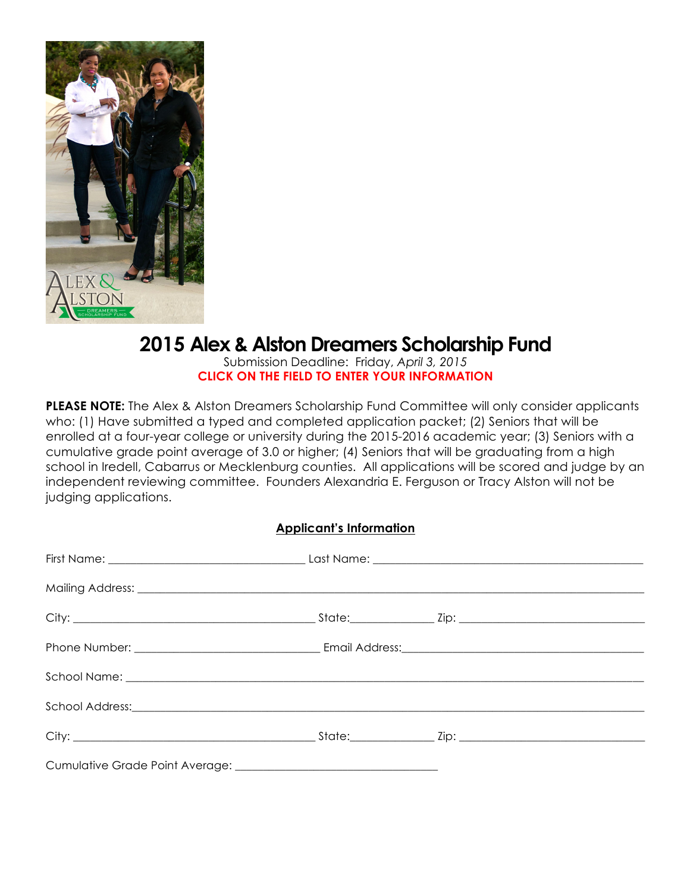# 2015 Alex & Alston Dreamers Scholarship Fund

Submission Deadline: Friday, *April 3, 2015*

**CLICK ON THE FIELD TO ENTER YOUR INFORMATION**

**PLEASE NOTE:** The Alex & Alston Dreamers Scholarship Fund Committee will only consider applicants who: (1) Have submitted a typed and completed application packet; (2) Seniors that will be enrolled at a four-year college or university during the 2015-2016 academic year; (3) Seniors with a cumulative grade point average of 3.0 or higher; (4) Seniors that will be graduating from a high school in Iredell, Cabarrus or Mecklenburg counties. All applications will be scored and judge by an independent reviewing committee. Founders Alexandria E. Ferguson or Tracy Alston will not be judging applications.

## Applicant's Information

First Name: ______________________________ Last Name: ________________________________________

Mailing Address: ________________________________________________________________________________

City: ______________________________________ State:_____________ Zip: ____________________________

Phone Number: ____________________________ Email Address:_____________________________________

School Name: ____________________________________________________________________________________

School Address:__________________________________________________________________________________

City: ______________________________________ State:_____________ Zip: ____________________________

Cumulative Grade Point Average: _______________________________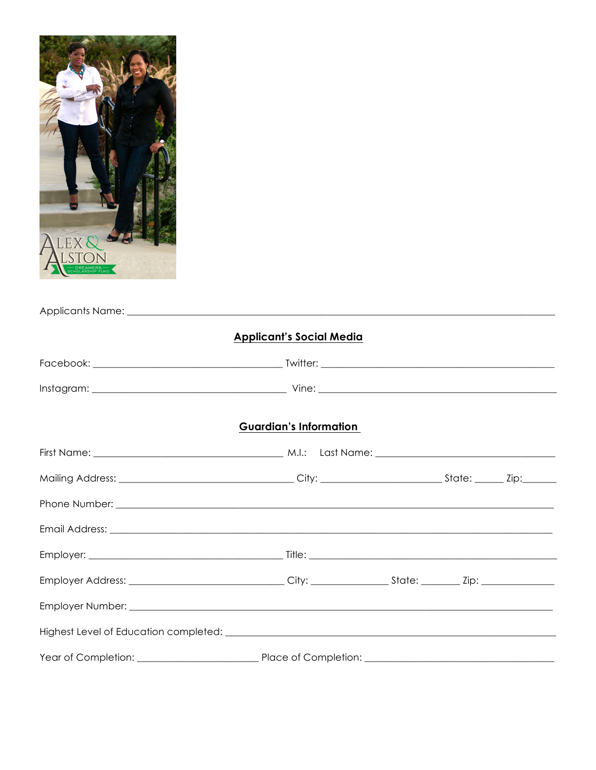Applicants Name: ___________________________________________________________________________

## Applicant's Social Media

Facebook: ___________________________________ Twitter: _________________________________________

Instagram: ___________________________________ Vine: _________________________________________

## Guardian's Information

First Name: ___________________________________ M.I.: Last Name: _________________________________

Mailing Address: _________________________________ City: ______________________ State: _____ Zip:______

Phone Number: _____________________________________________________________________________

Email Address: _____________________________________________________________________________

Employer: ____________________________________ Title: ______________________________________________

Employer Address: _____________________________ City: ______________ State: _______ Zip: _____________

Employer Number: ___________________________________________________________________________

Highest Level of Education completed: ______________________________________________________________

Year of Completion: ______________________ Place of Completion: ___________________________________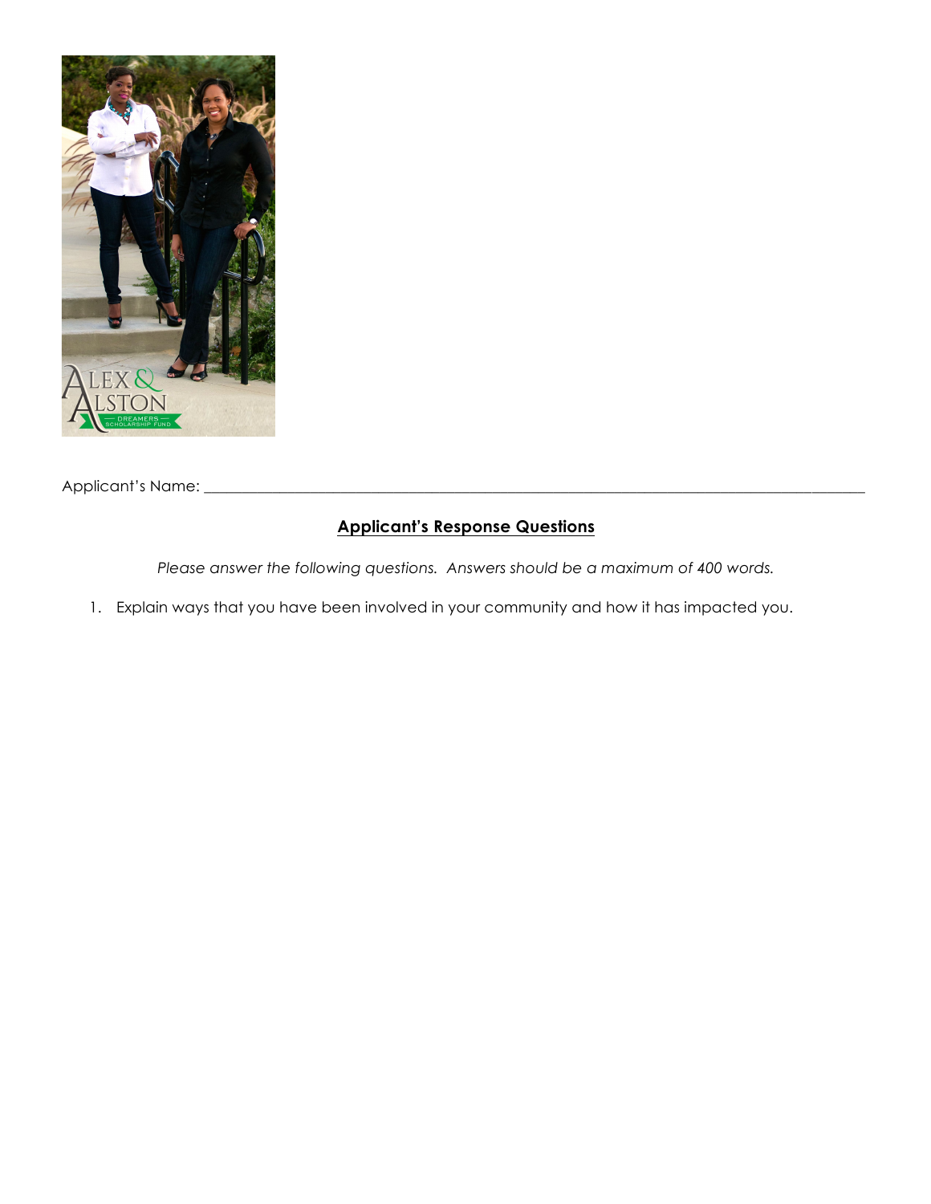Applicant's Name: ______________________________________________________________________________

## Applicant's Response Questions

*Please answer the following questions. Answers should be a maximum of 400 words.*

1. Explain ways that you have been involved in your community and how it has impacted you.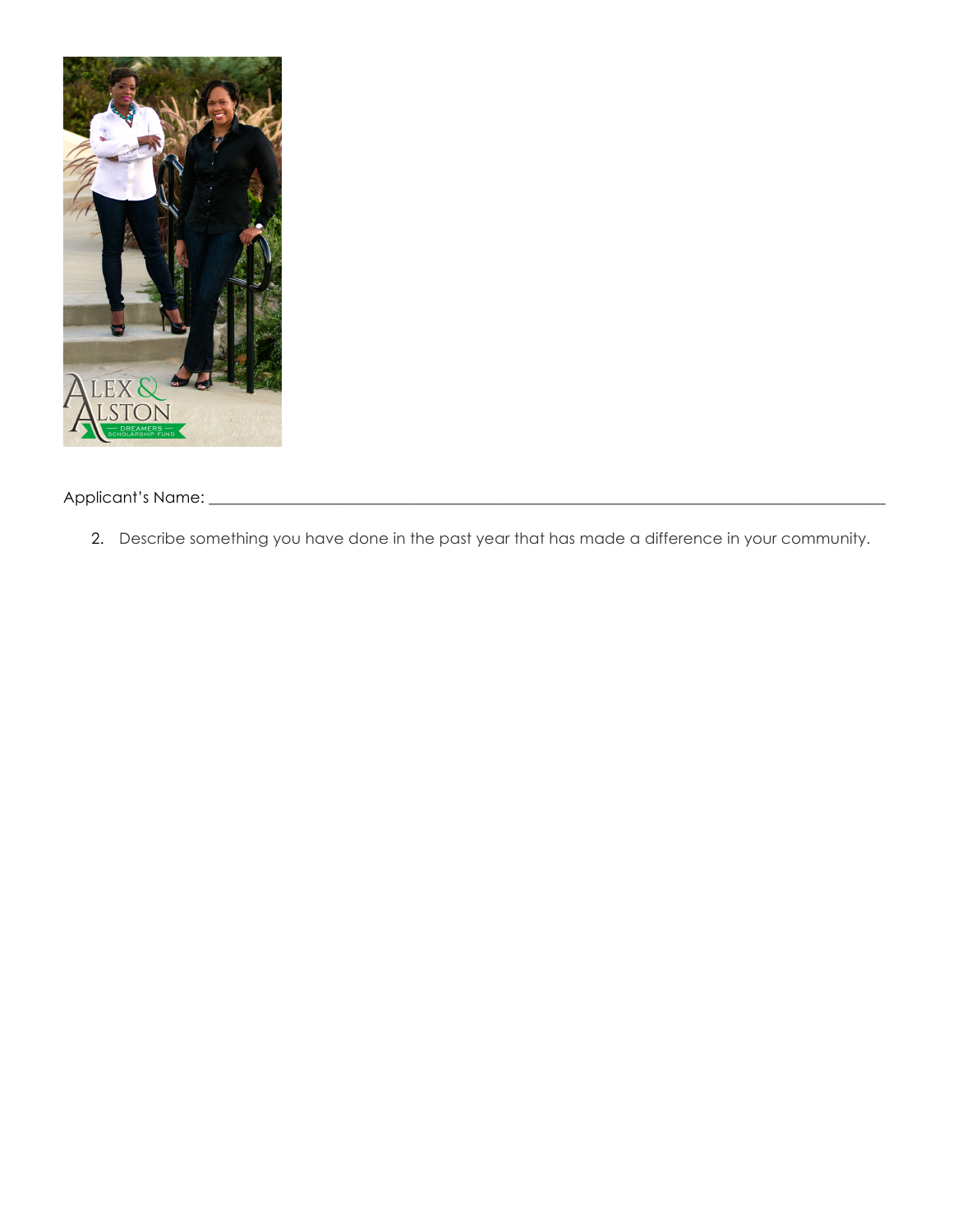Applicant's Name: ___________________________________________________________________________

2. Describe something you have done in the past year that has made a difference in your community.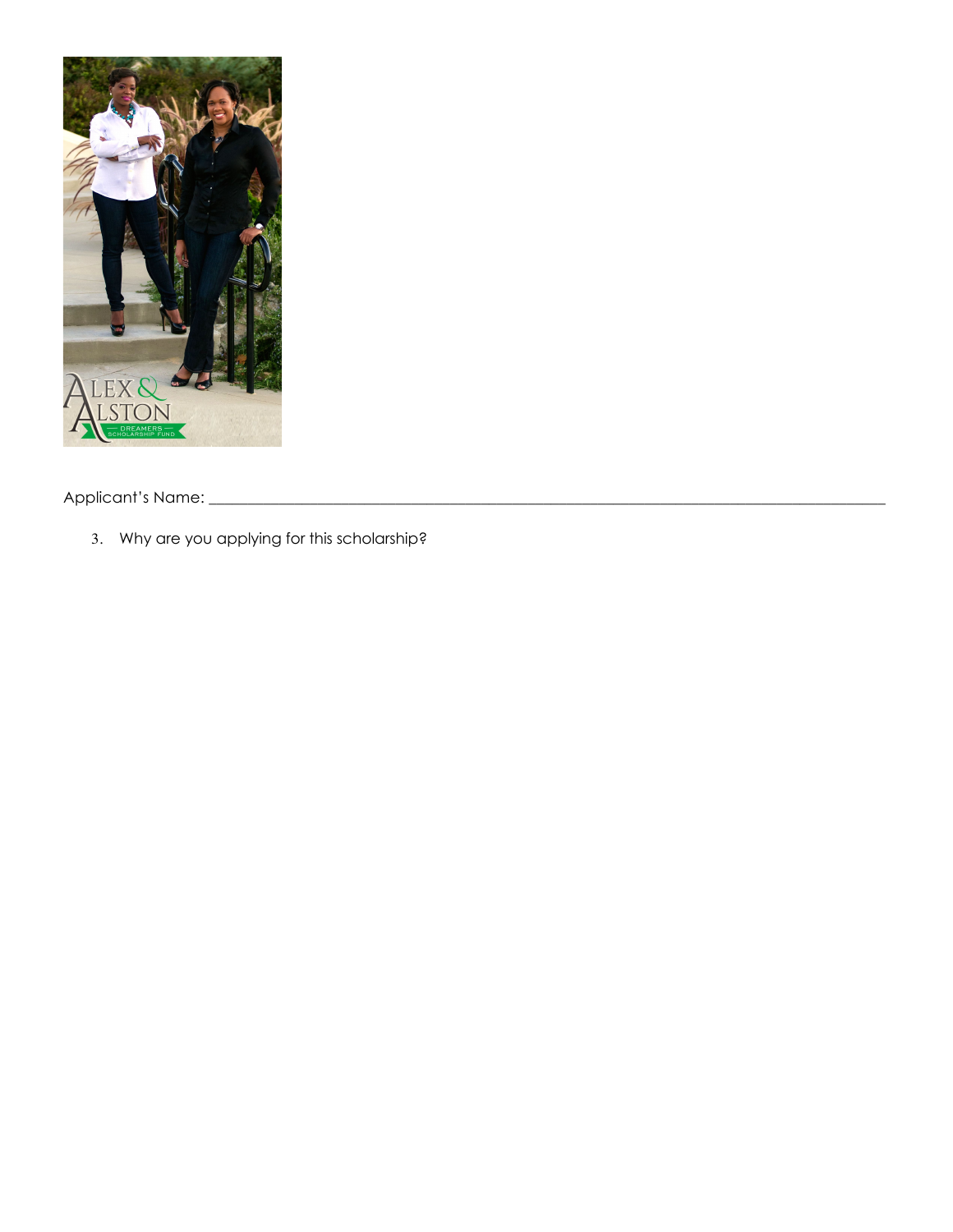Applicant's Name: ___________________________________________________________________________

3. Why are you applying for this scholarship?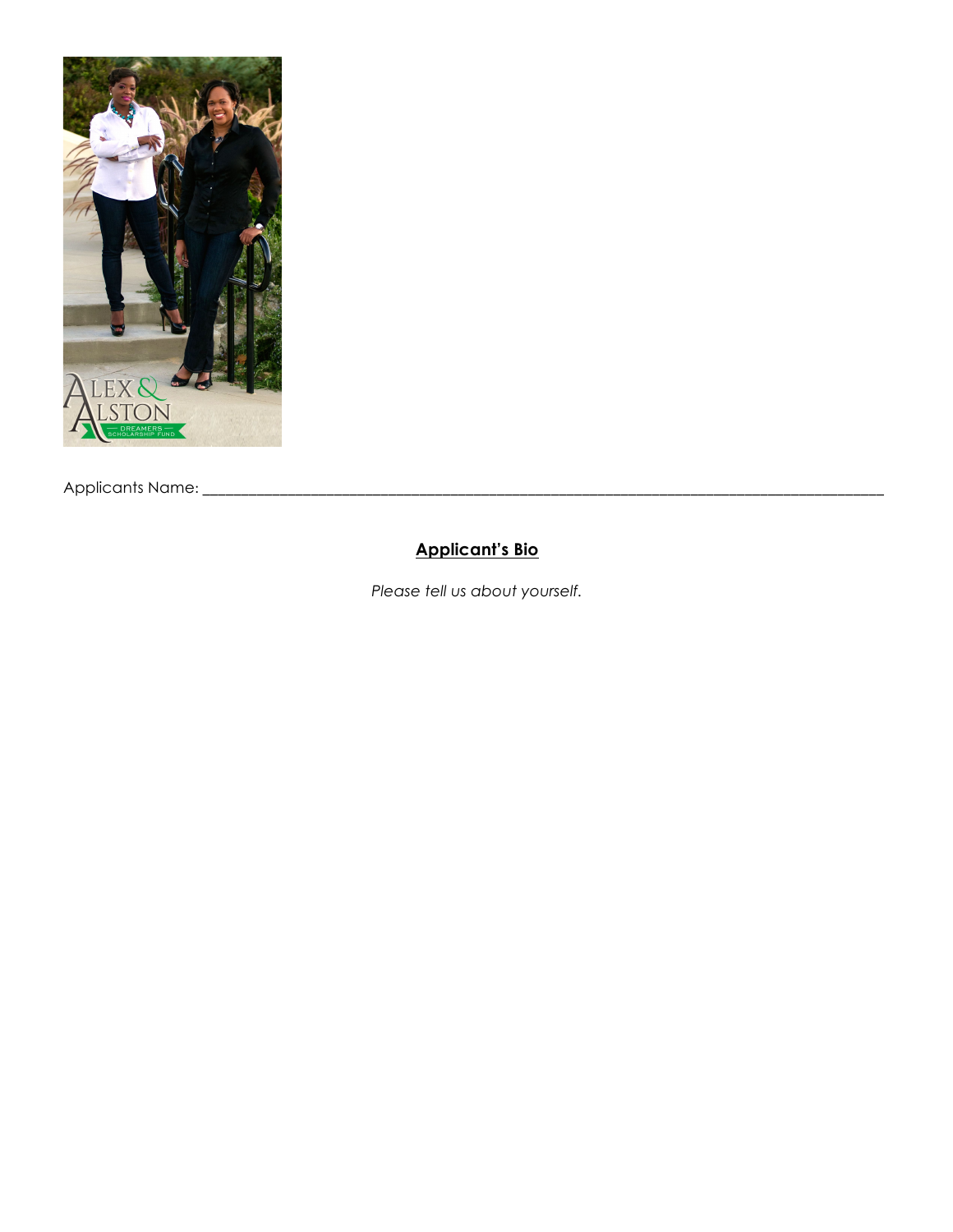Applicants Name: ___________________________________________________________________________________

## Applicant's Bio

*Please tell us about yourself.*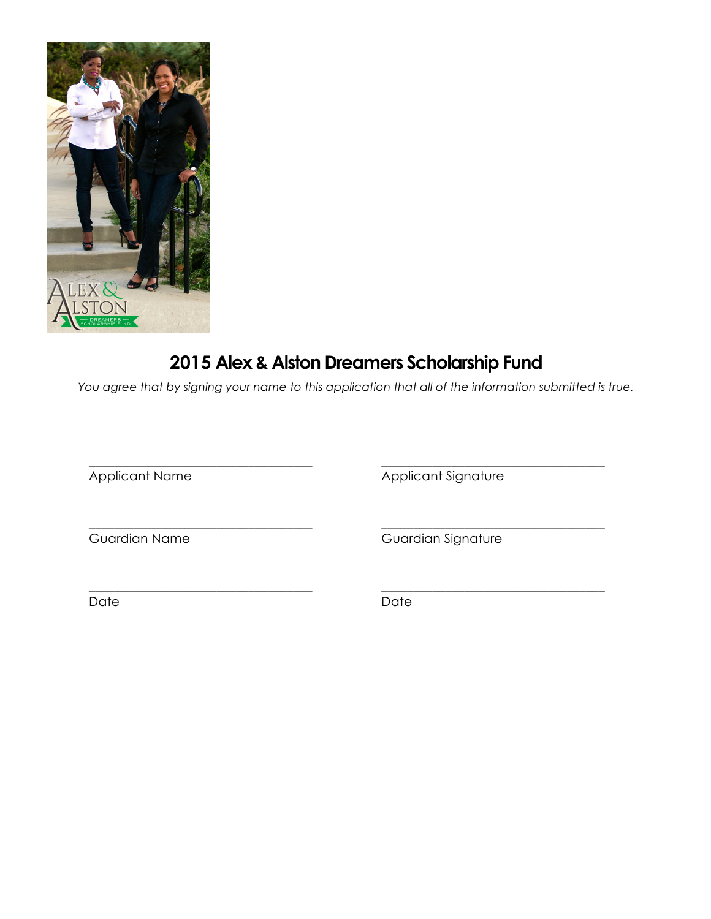## 2015 Alex & Alston Dreamers Scholarship Fund

*You agree that by signing your name to this application that all of the information submitted is true.*

| | |
|---|---|
| ________________________________ | ________________________________ |
| Applicant Name | Applicant Signature |
| ________________________________ | ________________________________ |
| Guardian Name | Guardian Signature |
| ________________________________ | ________________________________ |
| Date | Date |